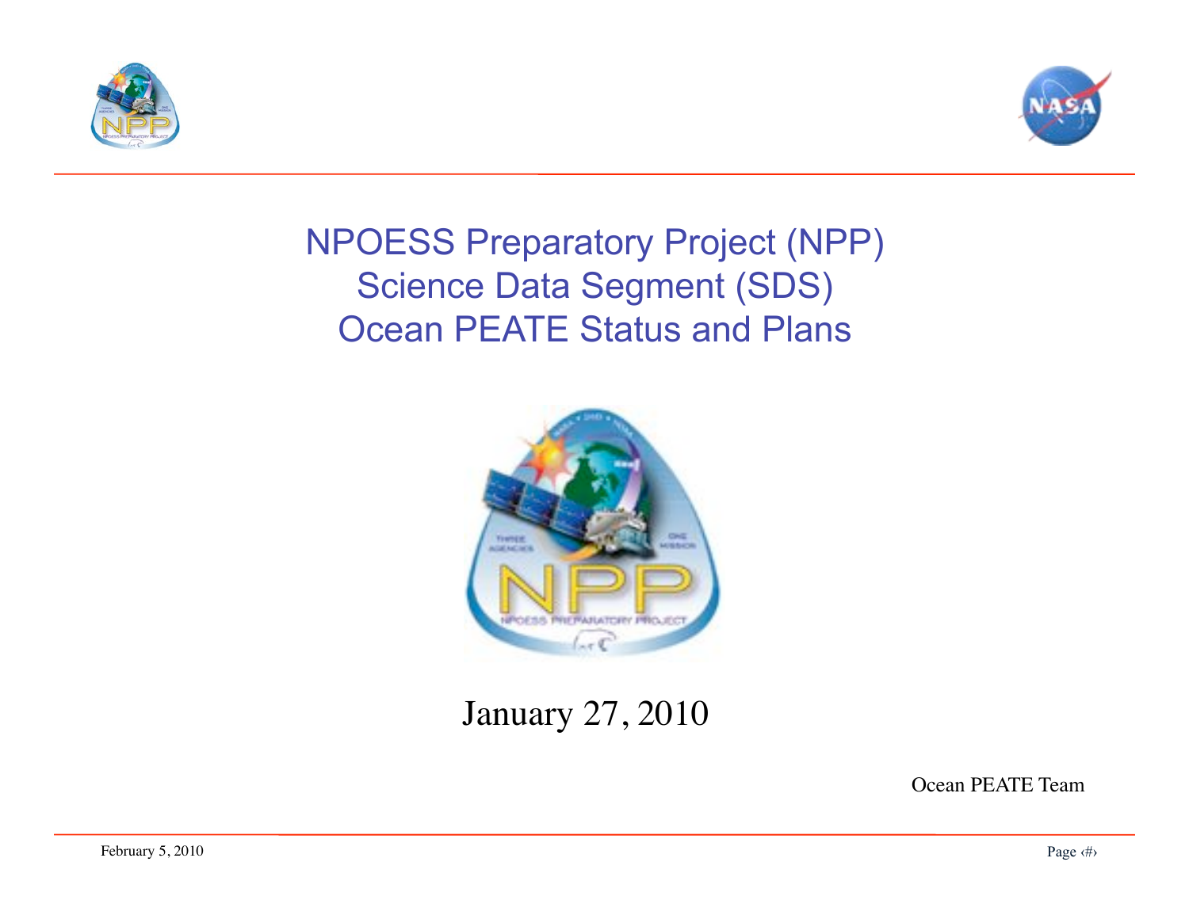# NPOESS Preparatory Project (NPP)
# Science Data Segment (SDS)
# Ocean PEATE Status and Plans

January 27, 2010

Ocean PEATE Team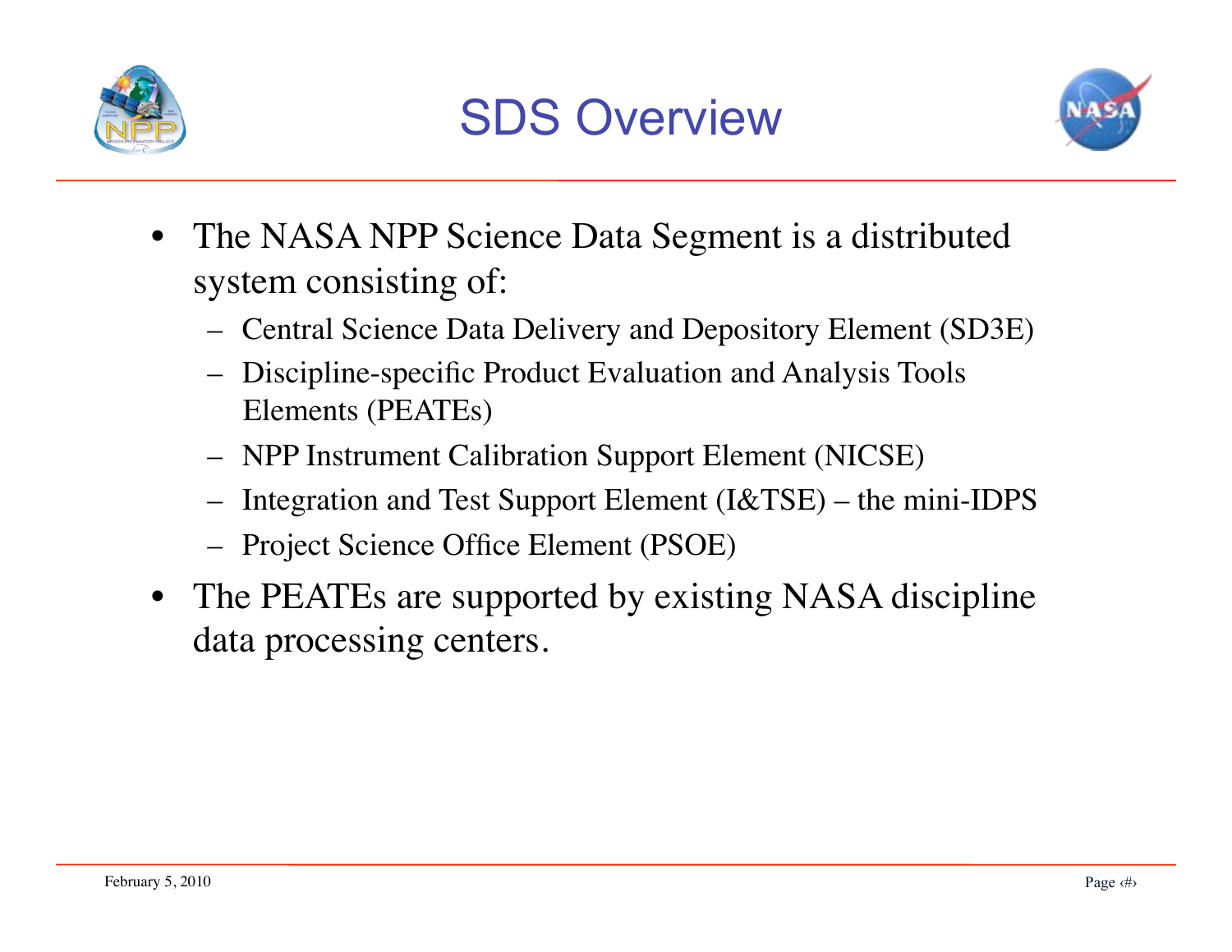# SDS Overview

- The NASA NPP Science Data Segment is a distributed system consisting of:
  - Central Science Data Delivery and Depository Element (SD3E)
  - Discipline-specific Product Evaluation and Analysis Tools Elements (PEATEs)
  - NPP Instrument Calibration Support Element (NICSE)
  - Integration and Test Support Element (I&TSE) – the mini-IDPS
  - Project Science Office Element (PSOE)
- The PEATEs are supported by existing NASA discipline data processing centers.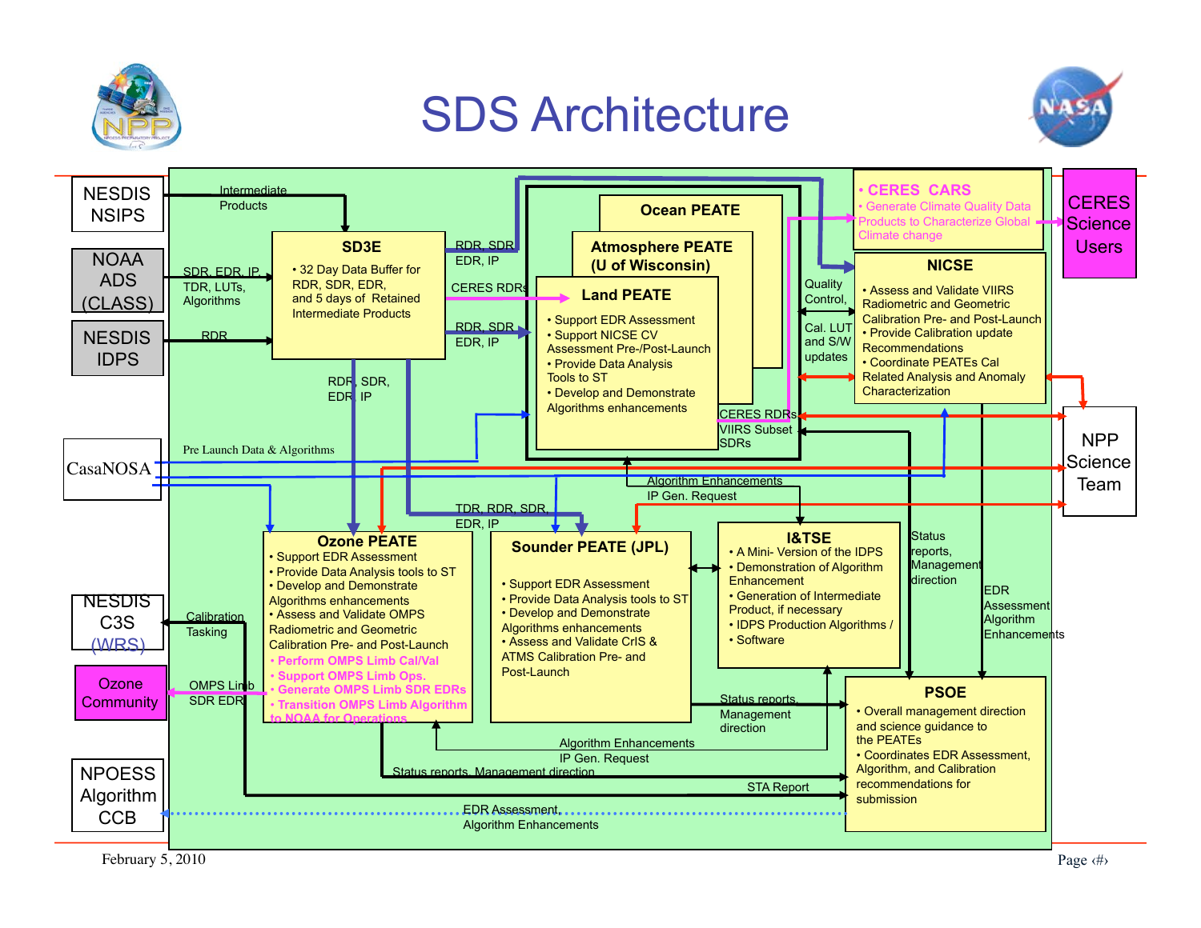# SDS Architecture

**NESDIS NSIPS** → Intermediate Products → SD3E

**NOAA ADS (CLASS)** → SDR, EDR, IP, TDR, LUTs, Algorithms → SD3E

**NESDIS IDPS** → RDR → SD3E

### SD3E

- 32 Day Data Buffer for RDR, SDR, EDR, and 5 days of Retained Intermediate Products

SD3E → RDR, SDR, EDR, IP → Ocean PEATE

SD3E → CERES RDRs → Land PEATE

SD3E → RDR, SDR, EDR, IP → Land PEATE

SD3E → RDR, SDR, EDR, IP → Ozone PEATE

SD3E → TDR, RDR, SDR, EDR, IP → Sounder PEATE (JPL)

### Ocean PEATE

### Atmosphere PEATE (U of Wisconsin)

### Land PEATE

- Support EDR Assessment
- Support NICSE CV Assessment Pre-/Post-Launch
- Provide Data Analysis Tools to ST
- Develop and Demonstrate Algorithms enhancements

CERES RDRs, VIIRS Subset SDRs

### CERES CARS

- Generate Climate Quality Data Products to Characterize Global Climate change

→ **CERES Science Users**

### NICSE

- Assess and Validate VIIRS Radiometric and Geometric Calibration Pre- and Post-Launch
- Provide Calibration update Recommendations
- Coordinate PEATEs Cal Related Analysis and Anomaly Characterization

Quality Control, Cal. LUT and S/W updates

**NPP Science Team**

**CasaNOSA** → Pre Launch Data & Algorithms

Algorithm Enhancements, IP Gen. Request

### Ozone PEATE

- Support EDR Assessment
- Provide Data Analysis tools to ST
- Develop and Demonstrate Algorithms enhancements
- Assess and Validate OMPS Radiometric and Geometric Calibration Pre- and Post-Launch
- Perform OMPS Limb Cal/Val
- Support OMPS Limb Ops.
- Generate OMPS Limb SDR EDRs
- Transition OMPS Limb Algorithm to NOAA for Operations

### Sounder PEATE (JPL)

- Support EDR Assessment
- Provide Data Analysis tools to ST
- Develop and Demonstrate Algorithms enhancements
- Assess and Validate CrIS & ATMS Calibration Pre- and Post-Launch

### I&TSE

- A Mini- Version of the IDPS
- Demonstration of Algorithm Enhancement
- Generation of Intermediate Product, if necessary
- IDPS Production Algorithms / Software

Status reports, Management direction

EDR Assessment Algorithm Enhancements

**NESDIS C3S (WRS)** ← Calibration Tasking

**Ozone Community** ← OMPS Limb SDR EDR

### PSOE

- Overall management direction and science guidance to the PEATEs
- Coordinates EDR Assessment, Algorithm, and Calibration recommendations for submission

Status reports, Management direction

Algorithm Enhancements, IP Gen. Request

Status reports, Management direction

STA Report

**NPOESS Algorithm CCB** ← EDR Assessment, Algorithm Enhancements

February 5, 2010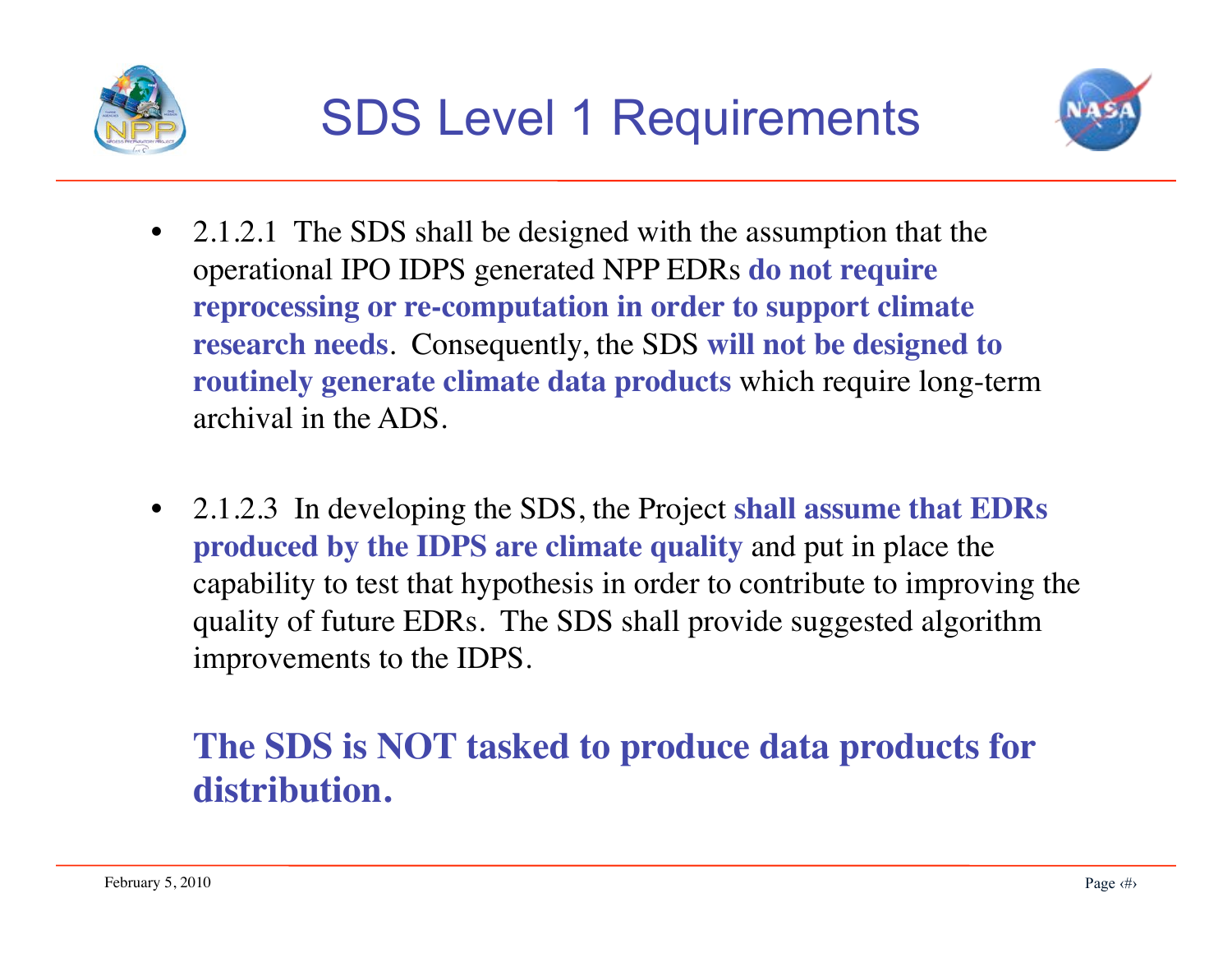# SDS Level 1 Requirements

- 2.1.2.1 The SDS shall be designed with the assumption that the operational IPO IDPS generated NPP EDRs **do not require reprocessing or re-computation in order to support climate research needs**. Consequently, the SDS **will not be designed to routinely generate climate data products** which require long-term archival in the ADS.

- 2.1.2.3 In developing the SDS, the Project **shall assume that EDRs produced by the IDPS are climate quality** and put in place the capability to test that hypothesis in order to contribute to improving the quality of future EDRs. The SDS shall provide suggested algorithm improvements to the IDPS.

**The SDS is NOT tasked to produce data products for distribution.**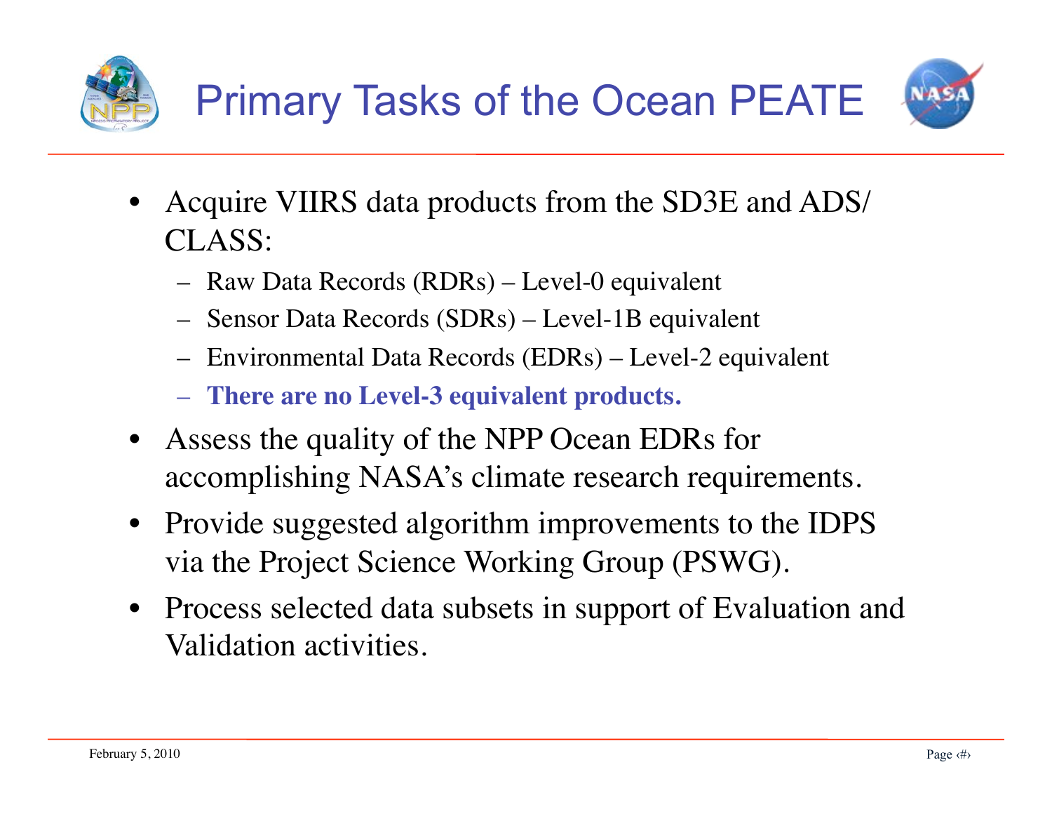# Primary Tasks of the Ocean PEATE

- Acquire VIIRS data products from the SD3E and ADS/CLASS:
  - Raw Data Records (RDRs) – Level-0 equivalent
  - Sensor Data Records (SDRs) – Level-1B equivalent
  - Environmental Data Records (EDRs) – Level-2 equivalent
  - **There are no Level-3 equivalent products.**
- Assess the quality of the NPP Ocean EDRs for accomplishing NASA's climate research requirements.
- Provide suggested algorithm improvements to the IDPS via the Project Science Working Group (PSWG).
- Process selected data subsets in support of Evaluation and Validation activities.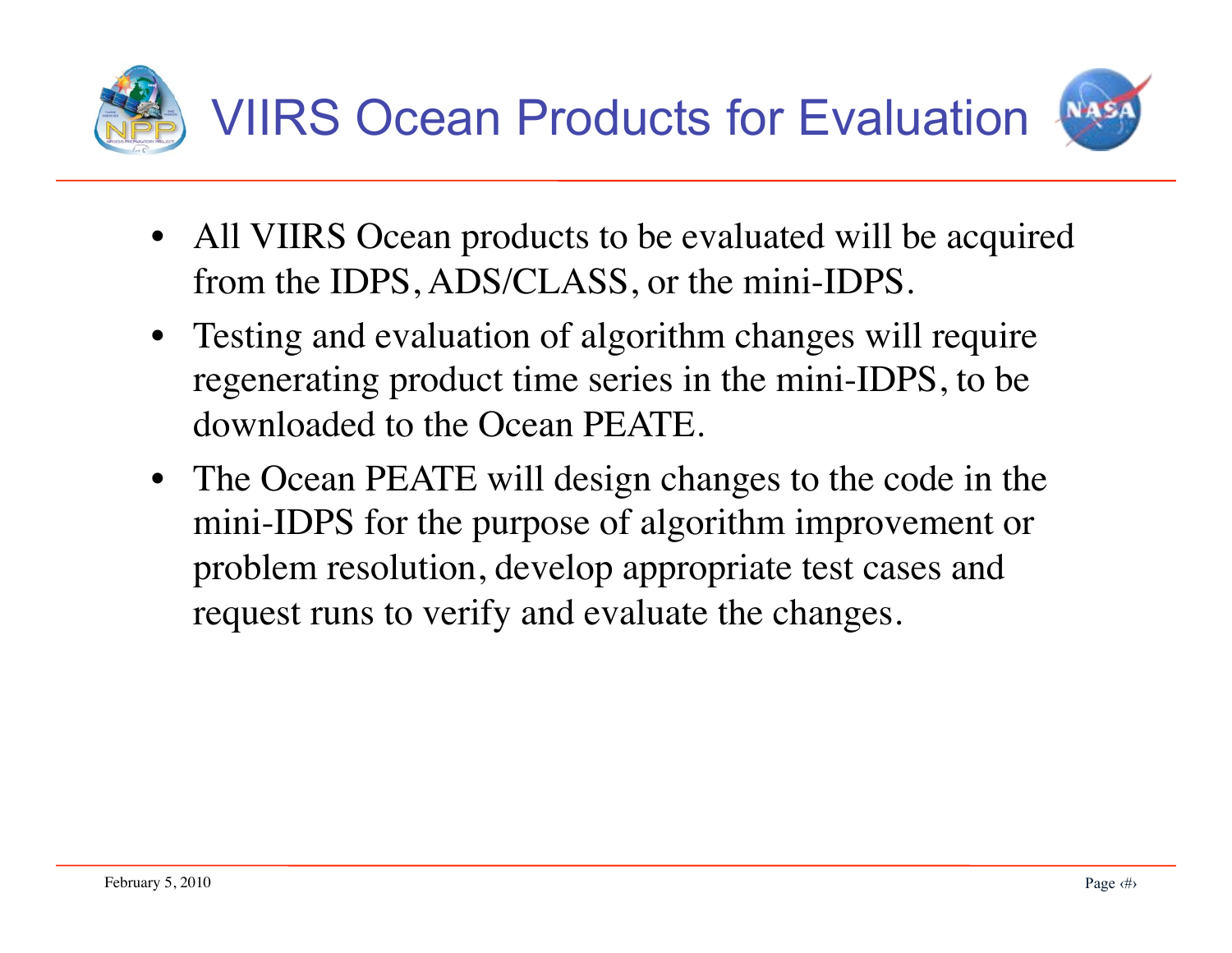# VIIRS Ocean Products for Evaluation

- All VIIRS Ocean products to be evaluated will be acquired from the IDPS, ADS/CLASS, or the mini-IDPS.
- Testing and evaluation of algorithm changes will require regenerating product time series in the mini-IDPS, to be downloaded to the Ocean PEATE.
- The Ocean PEATE will design changes to the code in the mini-IDPS for the purpose of algorithm improvement or problem resolution, develop appropriate test cases and request runs to verify and evaluate the changes.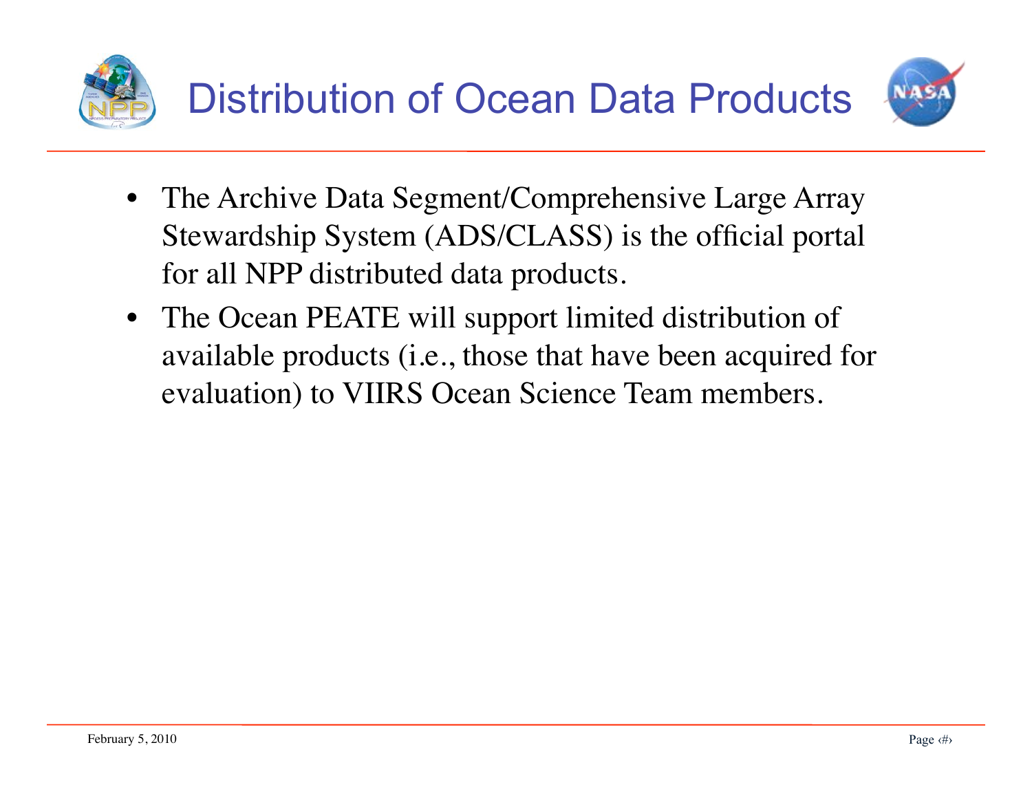# Distribution of Ocean Data Products

- The Archive Data Segment/Comprehensive Large Array Stewardship System (ADS/CLASS) is the official portal for all NPP distributed data products.
- The Ocean PEATE will support limited distribution of available products (i.e., those that have been acquired for evaluation) to VIIRS Ocean Science Team members.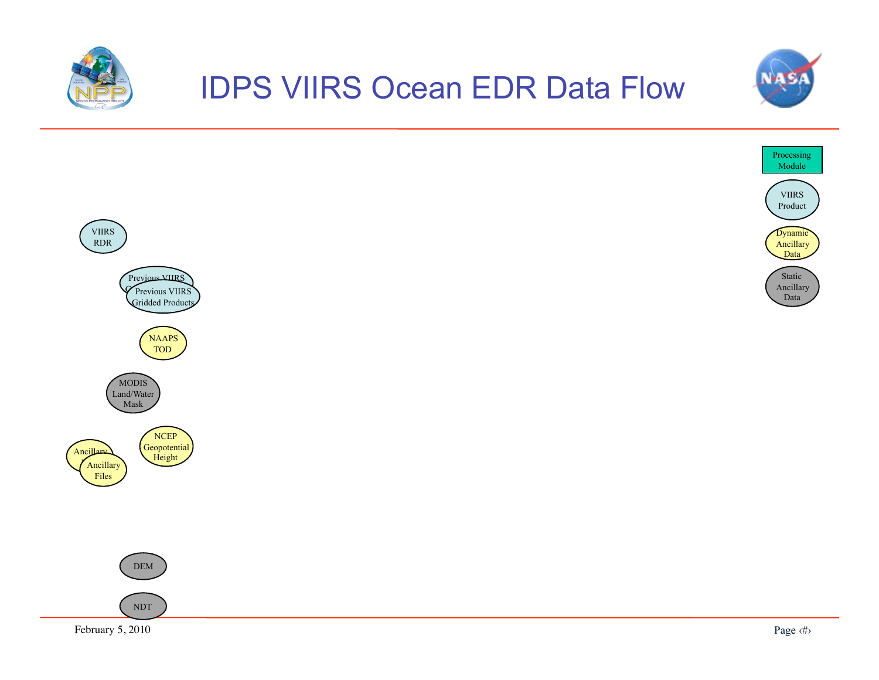# IDPS VIIRS Ocean EDR Data Flow

Processing Module

VIIRS Product

Dynamic Ancillary Data

Static Ancillary Data

VIIRS RDR

Previous VIIRS Gridded Products

Previous VIIRS Gridded Products

NAAPS TOD

MODIS Land/Water Mask

Ancillary Files

Ancillary Files

NCEP Geopotential Height

DEM

NDT

February 5, 2010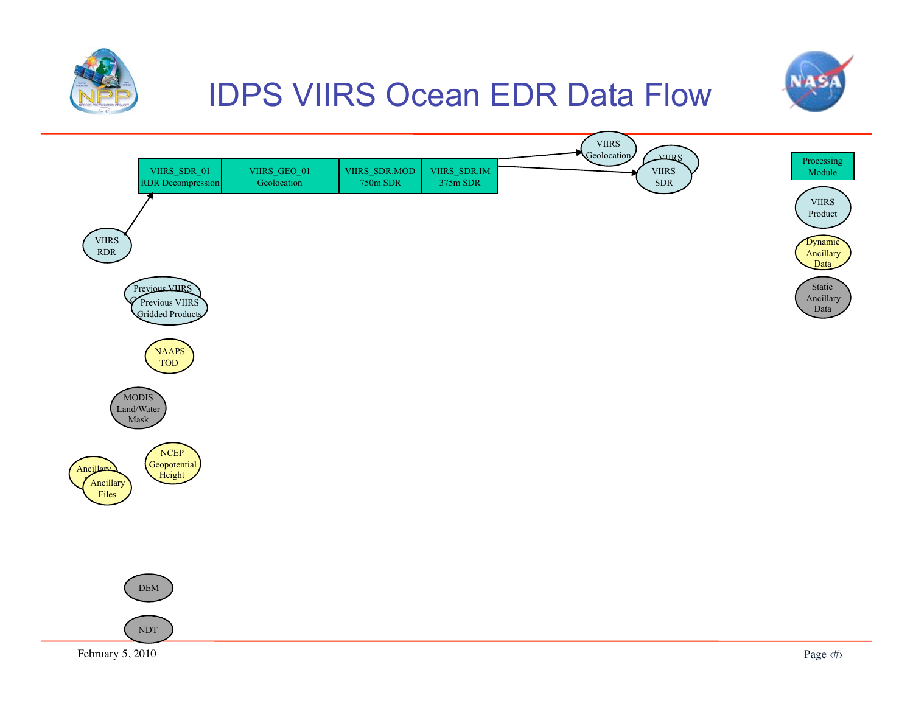# IDPS VIIRS Ocean EDR Data Flow

| VIIRS_SDR_01 RDR Decompression | VIIRS_GEO_01 Geolocation | VIIRS_SDR.MOD 750m SDR | VIIRS_SDR.IM 375m SDR |
|---|---|---|---|

VIIRS Geolocation

VIIRS

VIIRS SDR

VIIRS RDR

Previous VIIRS G

Previous VIIRS Gridded Products

NAAPS TOD

MODIS Land/Water Mask

Ancillary

Ancillary Files

NCEP Geopotential Height

DEM

NDT

Legend:

- Processing Module
- VIIRS Product
- Dynamic Ancillary Data
- Static Ancillary Data

February 5, 2010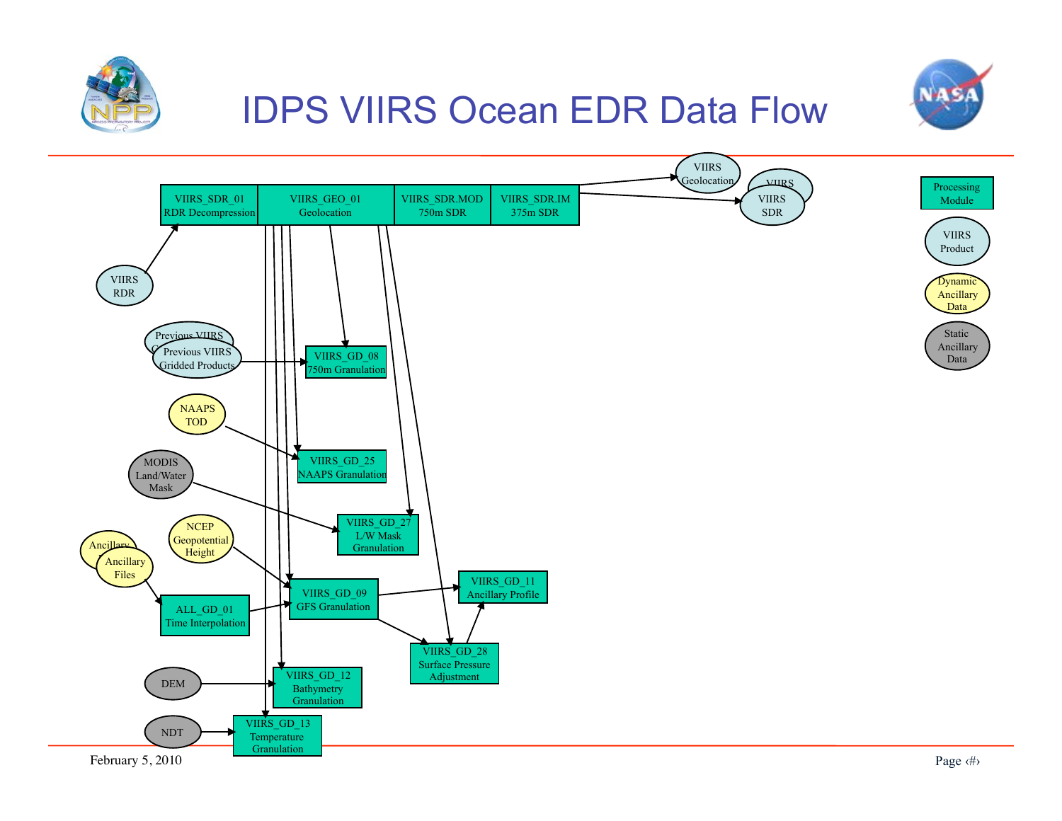# IDPS VIIRS Ocean EDR Data Flow

**Processing Modules:**
- VIIRS_SDR_01 RDR Decompression
- VIIRS_GEO_01 Geolocation
- VIIRS_SDR.MOD 750m SDR
- VIIRS_SDR.IM 375m SDR
- VIIRS_GD_08 750m Granulation
- VIIRS_GD_25 NAAPS Granulation
- VIIRS_GD_27 L/W Mask Granulation
- VIIRS_GD_09 GFS Granulation
- VIIRS_GD_11 Ancillary Profile
- ALL_GD_01 Time Interpolation
- VIIRS_GD_28 Surface Pressure Adjustment
- VIIRS_GD_12 Bathymetry Granulation
- VIIRS_GD_13 Temperature Granulation

**VIIRS Products:**
- VIIRS RDR
- VIIRS Geolocation
- VIIRS SDR
- Previous VIIRS Gridded Products

**Dynamic Ancillary Data:**
- NAAPS TOD
- NCEP Geopotential Height
- Ancillary Files

**Static Ancillary Data:**
- MODIS Land/Water Mask
- DEM
- NDT

**Legend:** Processing Module; VIIRS Product; Dynamic Ancillary Data; Static Ancillary Data

February 5, 2010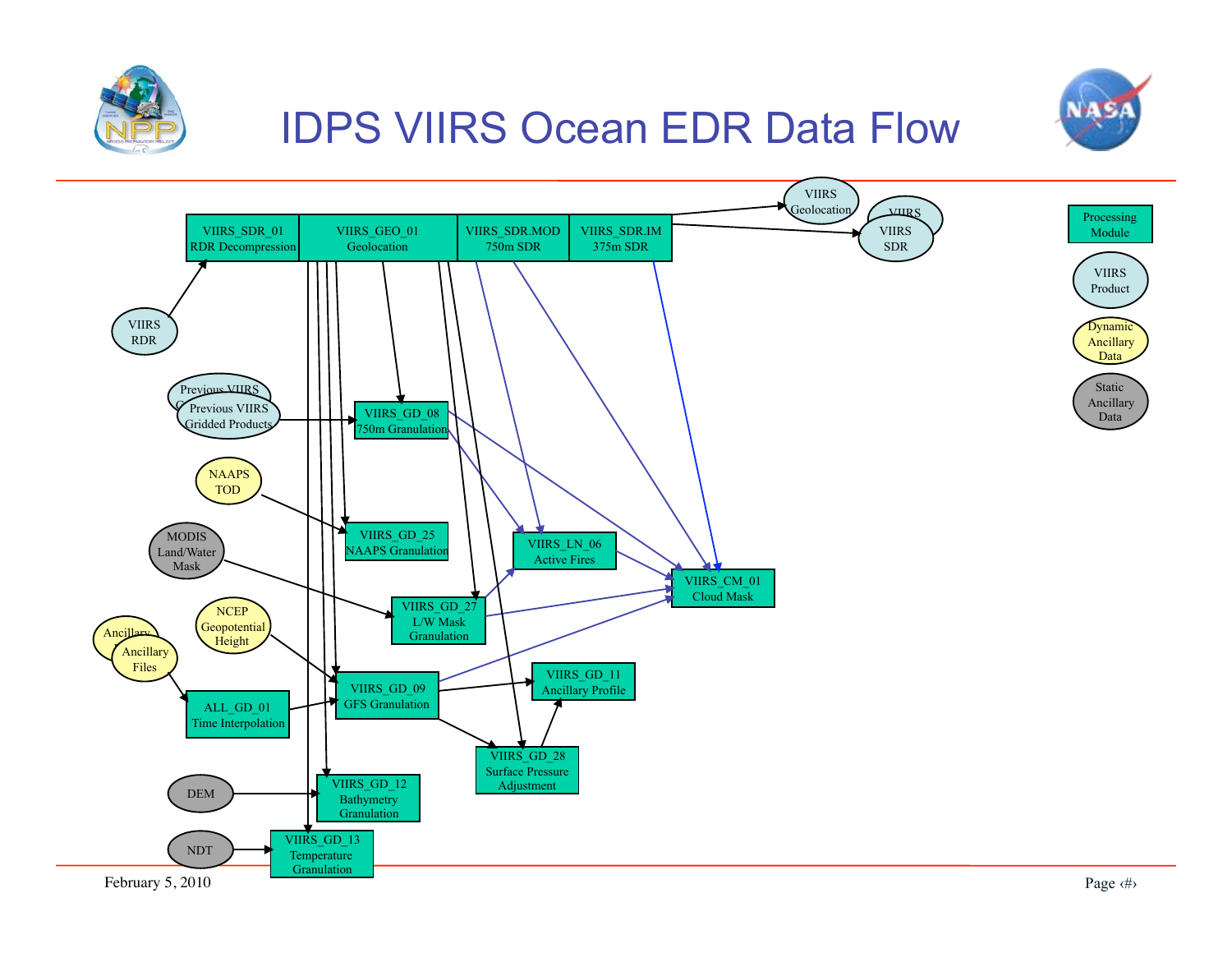# IDPS VIIRS Ocean EDR Data Flow

VIIRS_SDR_01 RDR Decompression

VIIRS_GEO_01 Geolocation

VIIRS_SDR.MOD 750m SDR

VIIRS_SDR.IM 375m SDR

VIIRS Geolocation

VIIRS SDR

VIIRS RDR

Previous VIIRS Gridded Products

VIIRS_GD_08 750m Granulation

NAAPS TOD

VIIRS_GD_25 NAAPS Granulation

VIIRS_LN_06 Active Fires

MODIS Land/Water Mask

VIIRS_GD_27 L/W Mask Granulation

VIIRS_CM_01 Cloud Mask

Ancillary Files

NCEP Geopotential Height

VIIRS_GD_09 GFS Granulation

VIIRS_GD_11 Ancillary Profile

ALL_GD_01 Time Interpolation

VIIRS_GD_28 Surface Pressure Adjustment

DEM

VIIRS_GD_12 Bathymetry Granulation

NDT

VIIRS_GD_13 Temperature Granulation

Legend:
- Processing Module
- VIIRS Product
- Dynamic Ancillary Data
- Static Ancillary Data

February 5, 2010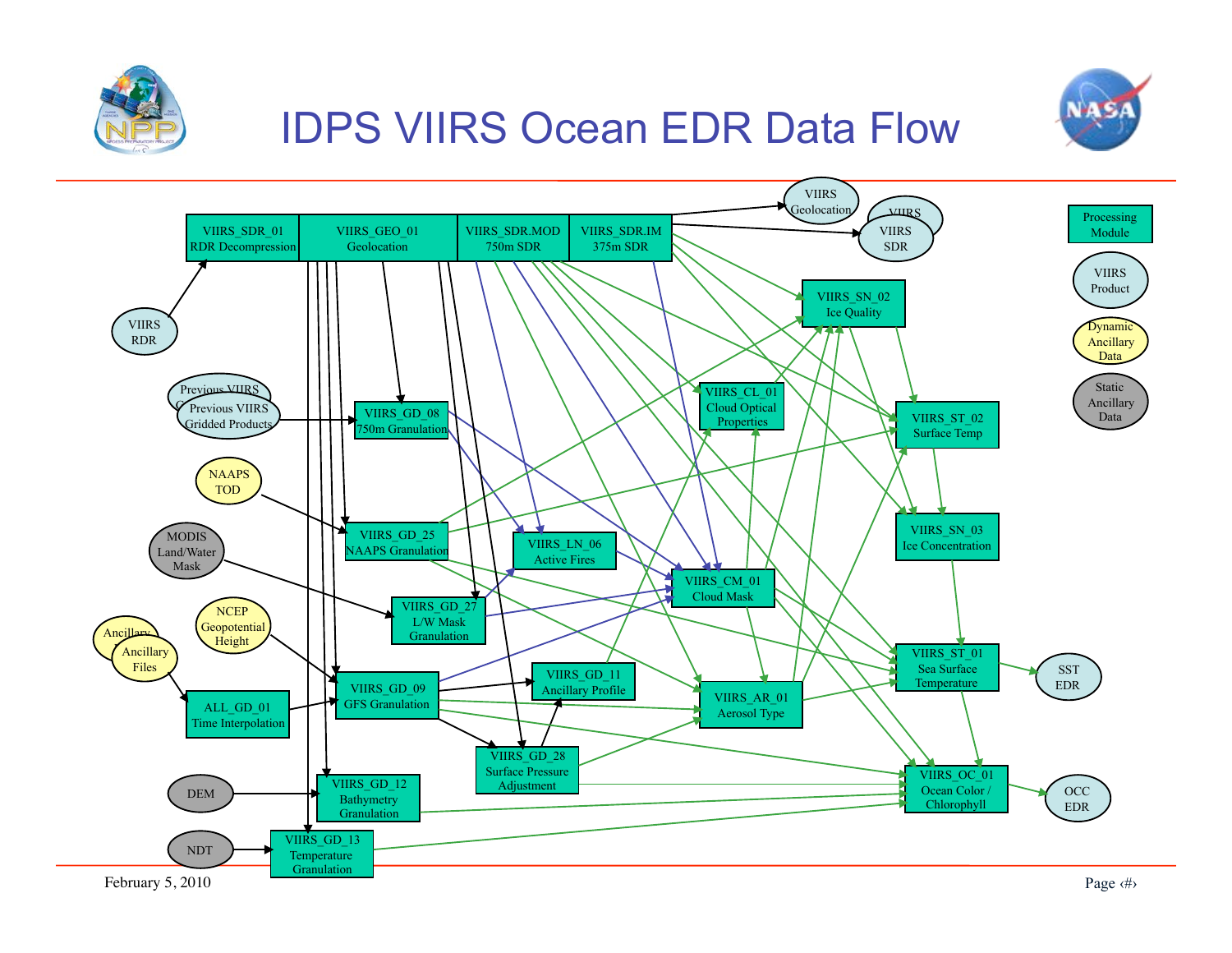# IDPS VIIRS Ocean EDR Data Flow

Legend:
- Processing Module
- VIIRS Product
- Dynamic Ancillary Data
- Static Ancillary Data

Processing Modules:
- VIIRS_SDR_01 RDR Decompression
- VIIRS_GEO_01 Geolocation
- VIIRS_SDR.MOD 750m SDR
- VIIRS_SDR.IM 375m SDR
- VIIRS_SN_02 Ice Quality
- VIIRS_CL_01 Cloud Optical Properties
- VIIRS_ST_02 Surface Temp
- VIIRS_GD_08 750m Granulation
- VIIRS_GD_25 NAAPS Granulation
- VIIRS_LN_06 Active Fires
- VIIRS_SN_03 Ice Concentration
- VIIRS_CM_01 Cloud Mask
- VIIRS_GD_27 L/W Mask Granulation
- VIIRS_ST_01 Sea Surface Temperature
- VIIRS_GD_11 Ancillary Profile
- VIIRS_GD_09 GFS Granulation
- VIIRS_AR_01 Aerosol Type
- ALL_GD_01 Time Interpolation
- VIIRS_GD_28 Surface Pressure Adjustment
- VIIRS_OC_01 Ocean Color / Chlorophyll
- VIIRS_GD_12 Bathymetry Granulation
- VIIRS_GD_13 Temperature Granulation

VIIRS Products:
- VIIRS Geolocation
- VIIRS SDR
- VIIRS RDR
- Previous VIIRS Gridded Products
- SST EDR
- OCC EDR

Dynamic Ancillary Data:
- NAAPS TOD
- NCEP Geopotential Height
- Ancillary Files

Static Ancillary Data:
- MODIS Land/Water Mask
- DEM
- NDT

February 5, 2010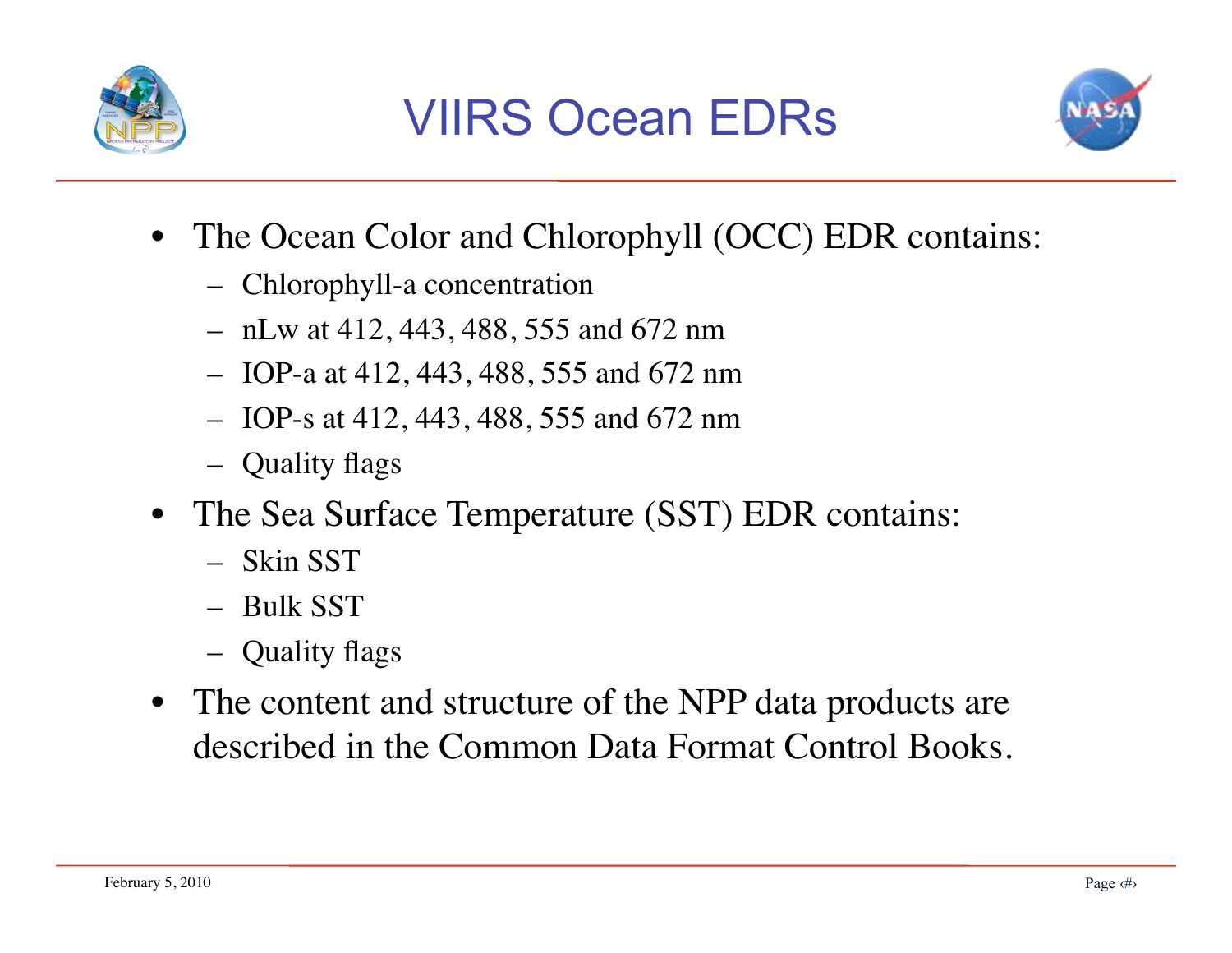# VIIRS Ocean EDRs

- The Ocean Color and Chlorophyll (OCC) EDR contains:
  - Chlorophyll-a concentration
  - nLw at 412, 443, 488, 555 and 672 nm
  - IOP-a at 412, 443, 488, 555 and 672 nm
  - IOP-s at 412, 443, 488, 555 and 672 nm
  - Quality flags
- The Sea Surface Temperature (SST) EDR contains:
  - Skin SST
  - Bulk SST
  - Quality flags
- The content and structure of the NPP data products are described in the Common Data Format Control Books.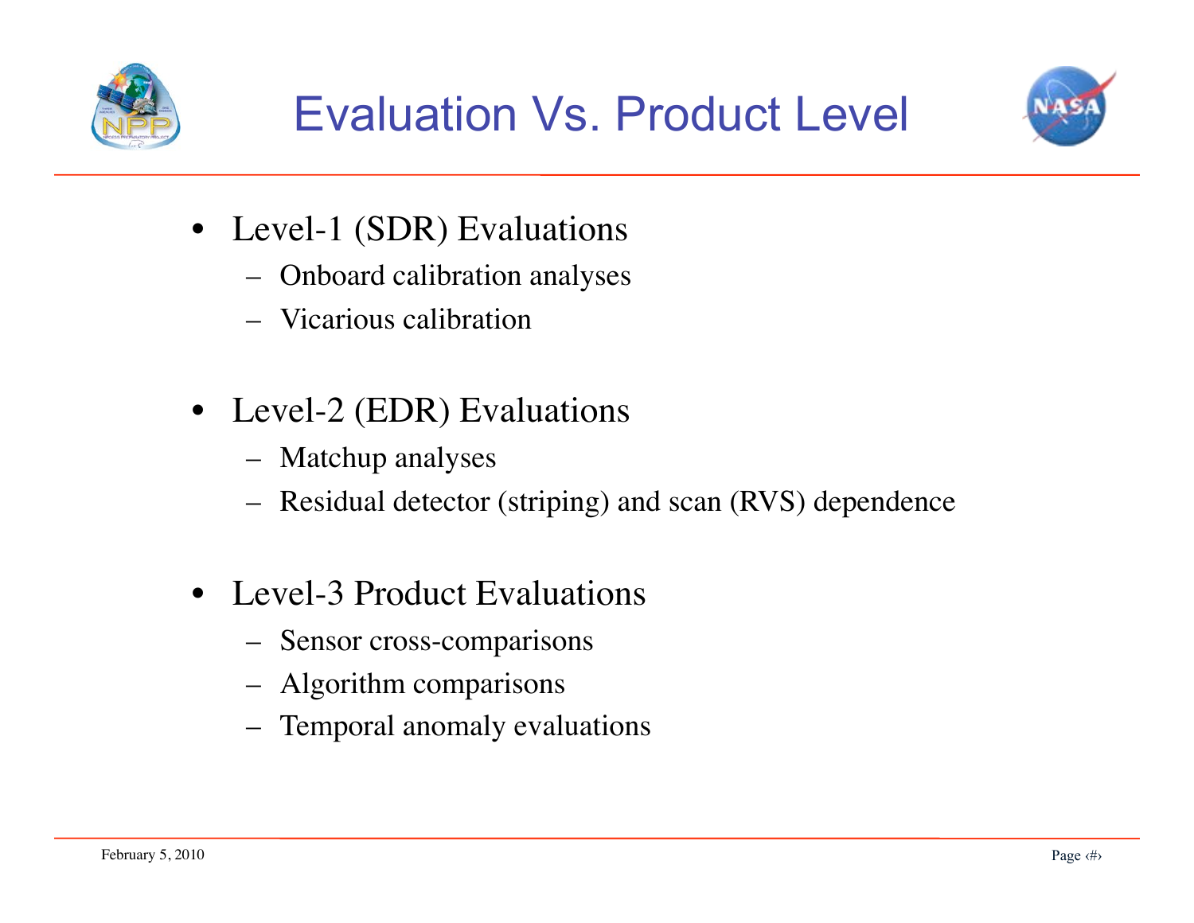# Evaluation Vs. Product Level

- Level-1 (SDR) Evaluations
  - Onboard calibration analyses
  - Vicarious calibration

- Level-2 (EDR) Evaluations
  - Matchup analyses
  - Residual detector (striping) and scan (RVS) dependence

- Level-3 Product Evaluations
  - Sensor cross-comparisons
  - Algorithm comparisons
  - Temporal anomaly evaluations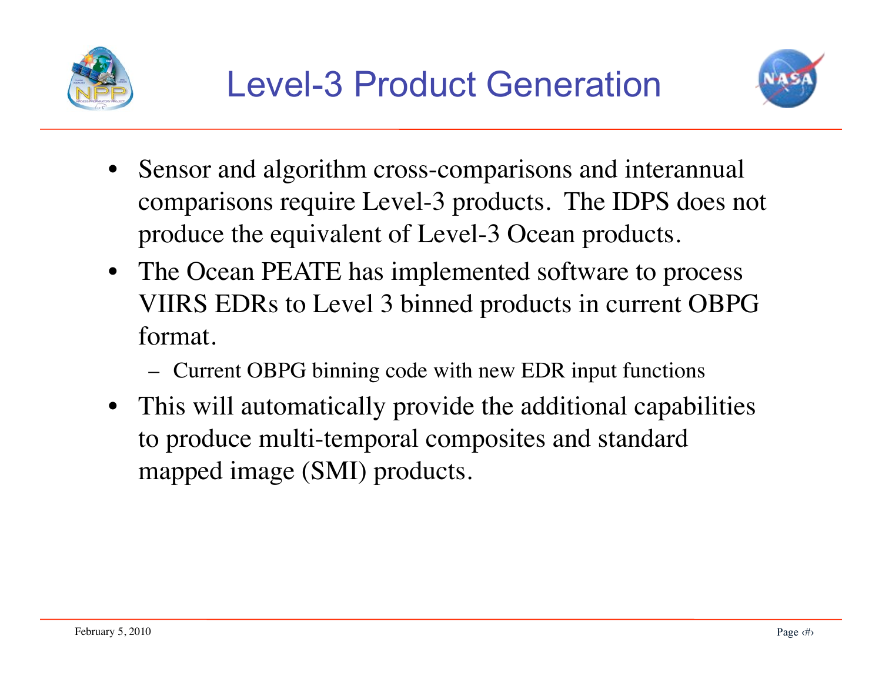# Level-3 Product Generation

- Sensor and algorithm cross-comparisons and interannual comparisons require Level-3 products. The IDPS does not produce the equivalent of Level-3 Ocean products.
- The Ocean PEATE has implemented software to process VIIRS EDRs to Level 3 binned products in current OBPG format.
  - Current OBPG binning code with new EDR input functions
- This will automatically provide the additional capabilities to produce multi-temporal composites and standard mapped image (SMI) products.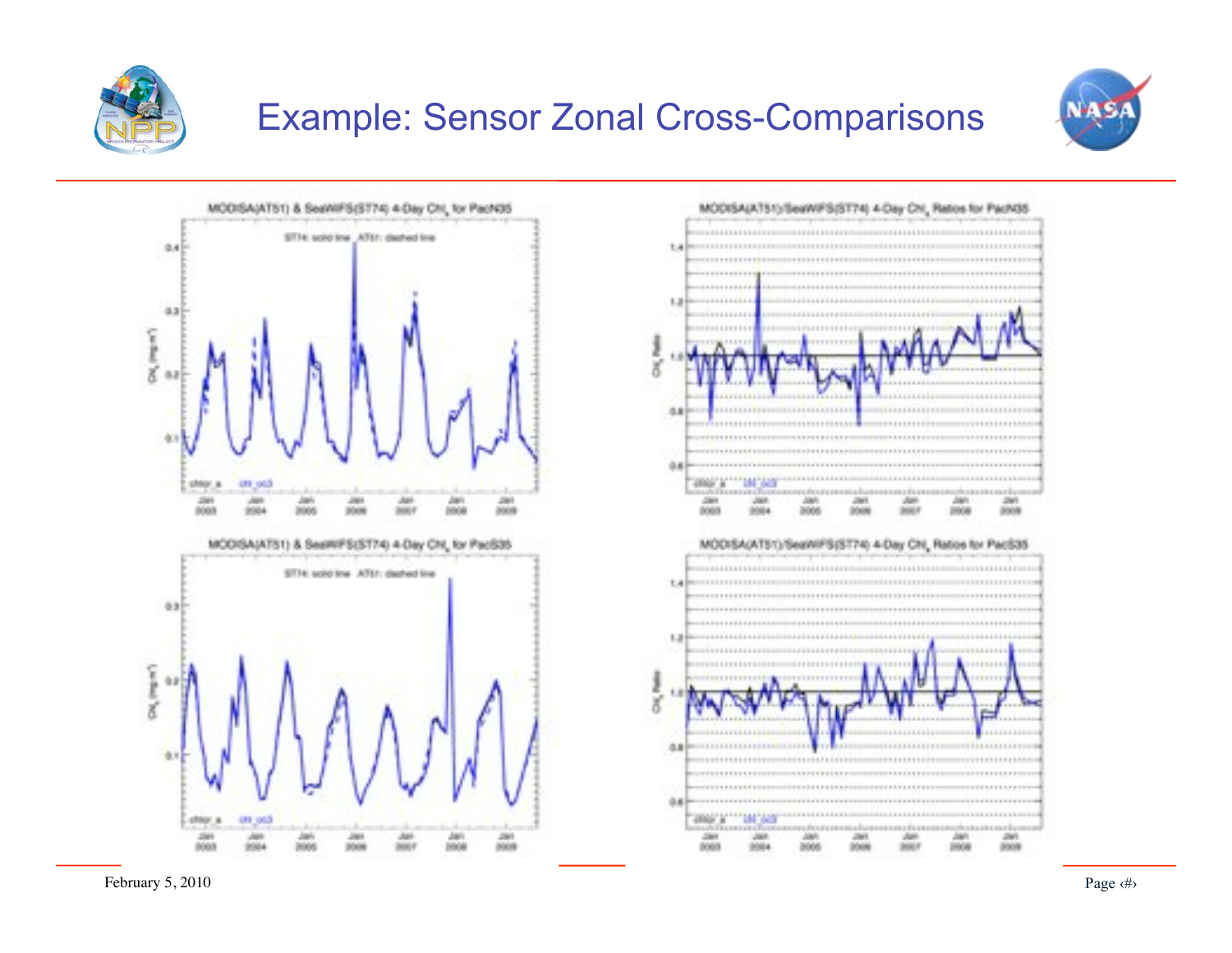# Example: Sensor Zonal Cross-Comparisons

MODISA(AT51) & SeaWiFS(ST74) 4-Day Chl$_a$ for PacN35

ST74: solid line AT51: dashed line

MODISA(AT51)/SeaWiFS(ST74) 4-Day Chl$_a$ Ratios for PacN35

MODISA(AT51) & SeaWiFS(ST74) 4-Day Chl$_a$ for PacS35

ST74: solid line AT51: dashed line

MODISA(AT51)/SeaWiFS(ST74) 4-Day Chl$_a$ Ratios for PacS35

February 5, 2010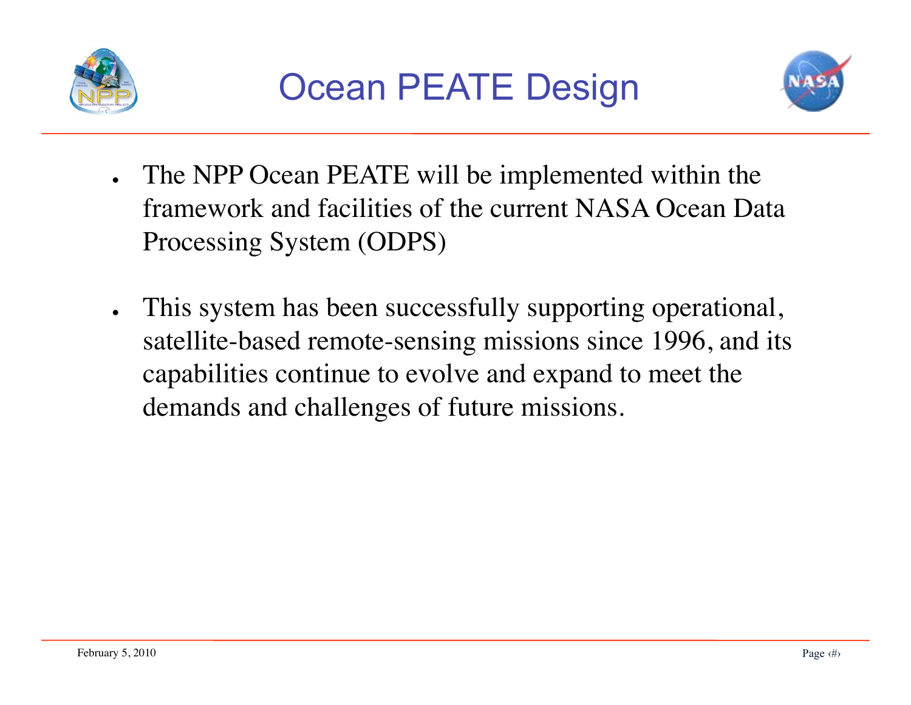# Ocean PEATE Design

- The NPP Ocean PEATE will be implemented within the framework and facilities of the current NASA Ocean Data Processing System (ODPS)
- This system has been successfully supporting operational, satellite-based remote-sensing missions since 1996, and its capabilities continue to evolve and expand to meet the demands and challenges of future missions.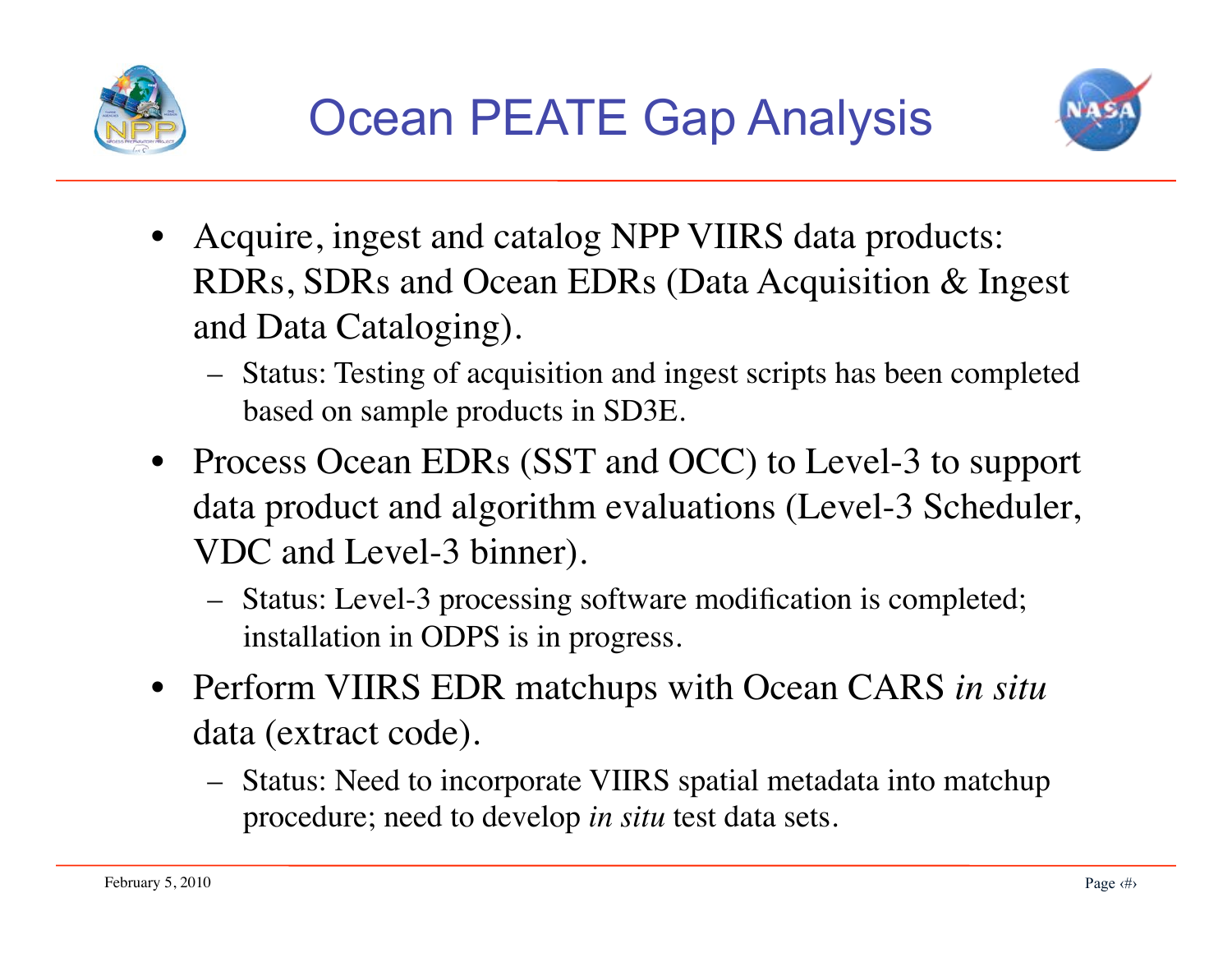# Ocean PEATE Gap Analysis

- Acquire, ingest and catalog NPP VIIRS data products: RDRs, SDRs and Ocean EDRs (Data Acquisition & Ingest and Data Cataloging).
  - Status: Testing of acquisition and ingest scripts has been completed based on sample products in SD3E.
- Process Ocean EDRs (SST and OCC) to Level-3 to support data product and algorithm evaluations (Level-3 Scheduler, VDC and Level-3 binner).
  - Status: Level-3 processing software modification is completed; installation in ODPS is in progress.
- Perform VIIRS EDR matchups with Ocean CARS *in situ* data (extract code).
  - Status: Need to incorporate VIIRS spatial metadata into matchup procedure; need to develop *in situ* test data sets.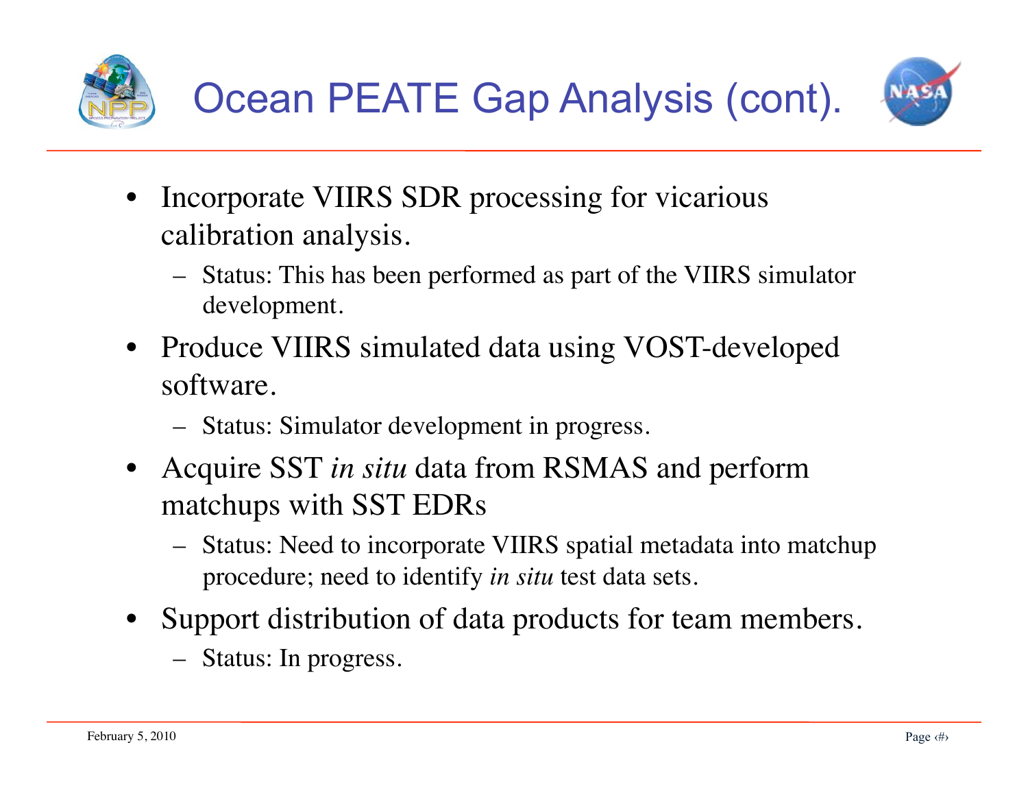# Ocean PEATE Gap Analysis (cont).

- Incorporate VIIRS SDR processing for vicarious calibration analysis.
  - Status: This has been performed as part of the VIIRS simulator development.
- Produce VIIRS simulated data using VOST-developed software.
  - Status: Simulator development in progress.
- Acquire SST *in situ* data from RSMAS and perform matchups with SST EDRs
  - Status: Need to incorporate VIIRS spatial metadata into matchup procedure; need to identify *in situ* test data sets.
- Support distribution of data products for team members.
  - Status: In progress.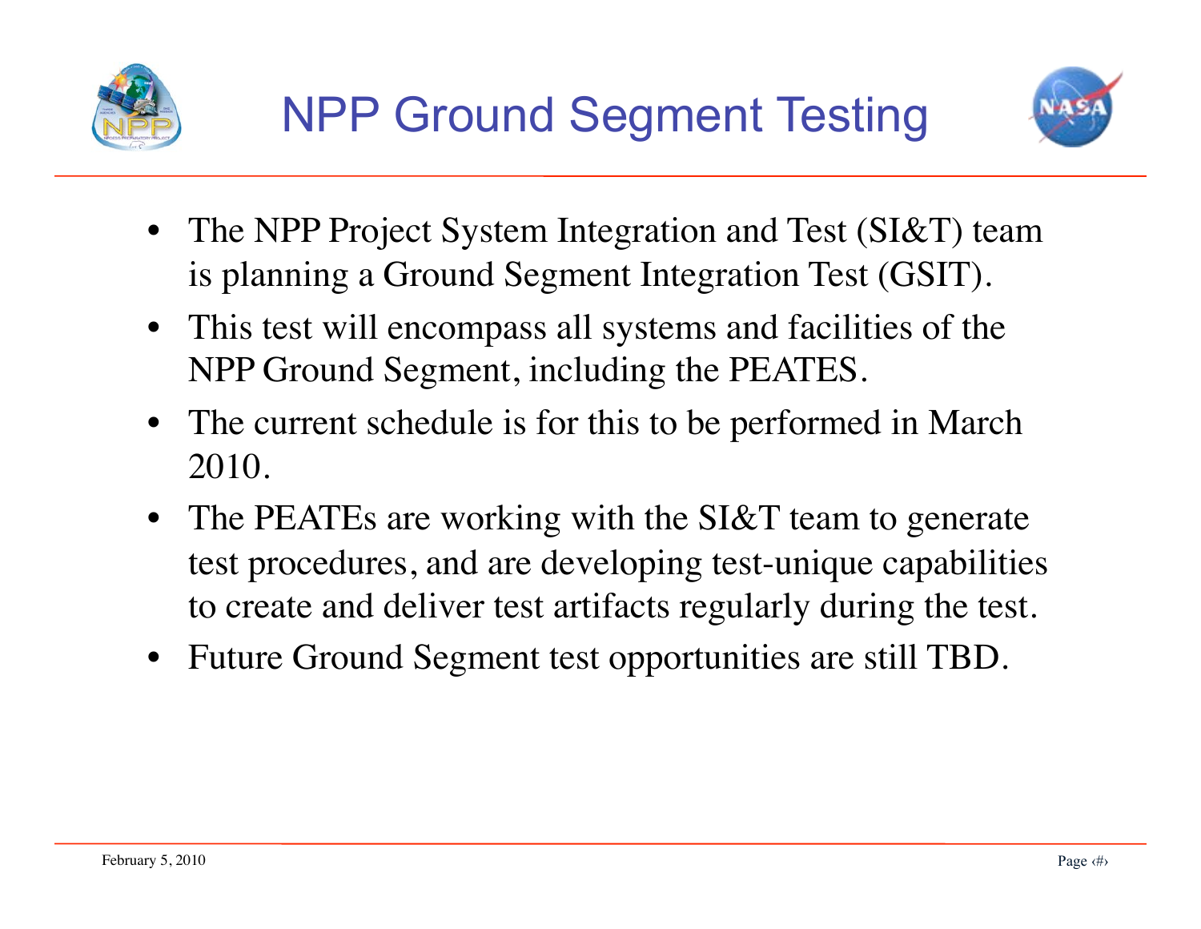# NPP Ground Segment Testing

- The NPP Project System Integration and Test (SI&T) team is planning a Ground Segment Integration Test (GSIT).
- This test will encompass all systems and facilities of the NPP Ground Segment, including the PEATES.
- The current schedule is for this to be performed in March 2010.
- The PEATEs are working with the SI&T team to generate test procedures, and are developing test-unique capabilities to create and deliver test artifacts regularly during the test.
- Future Ground Segment test opportunities are still TBD.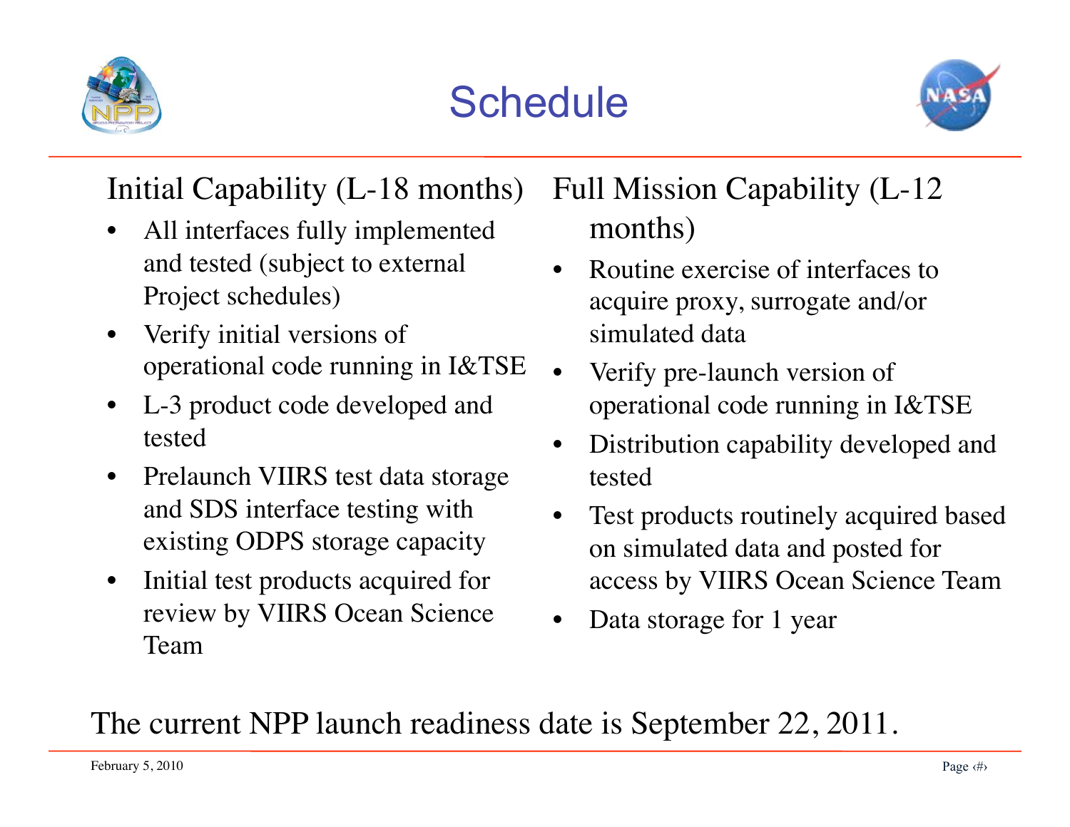# Schedule

## Initial Capability (L-18 months)

- All interfaces fully implemented and tested (subject to external Project schedules)
- Verify initial versions of operational code running in I&TSE
- L-3 product code developed and tested
- Prelaunch VIIRS test data storage and SDS interface testing with existing ODPS storage capacity
- Initial test products acquired for review by VIIRS Ocean Science Team

## Full Mission Capability (L-12 months)

- Routine exercise of interfaces to acquire proxy, surrogate and/or simulated data
- Verify pre-launch version of operational code running in I&TSE
- Distribution capability developed and tested
- Test products routinely acquired based on simulated data and posted for access by VIIRS Ocean Science Team
- Data storage for 1 year

The current NPP launch readiness date is September 22, 2011.

February 5, 2010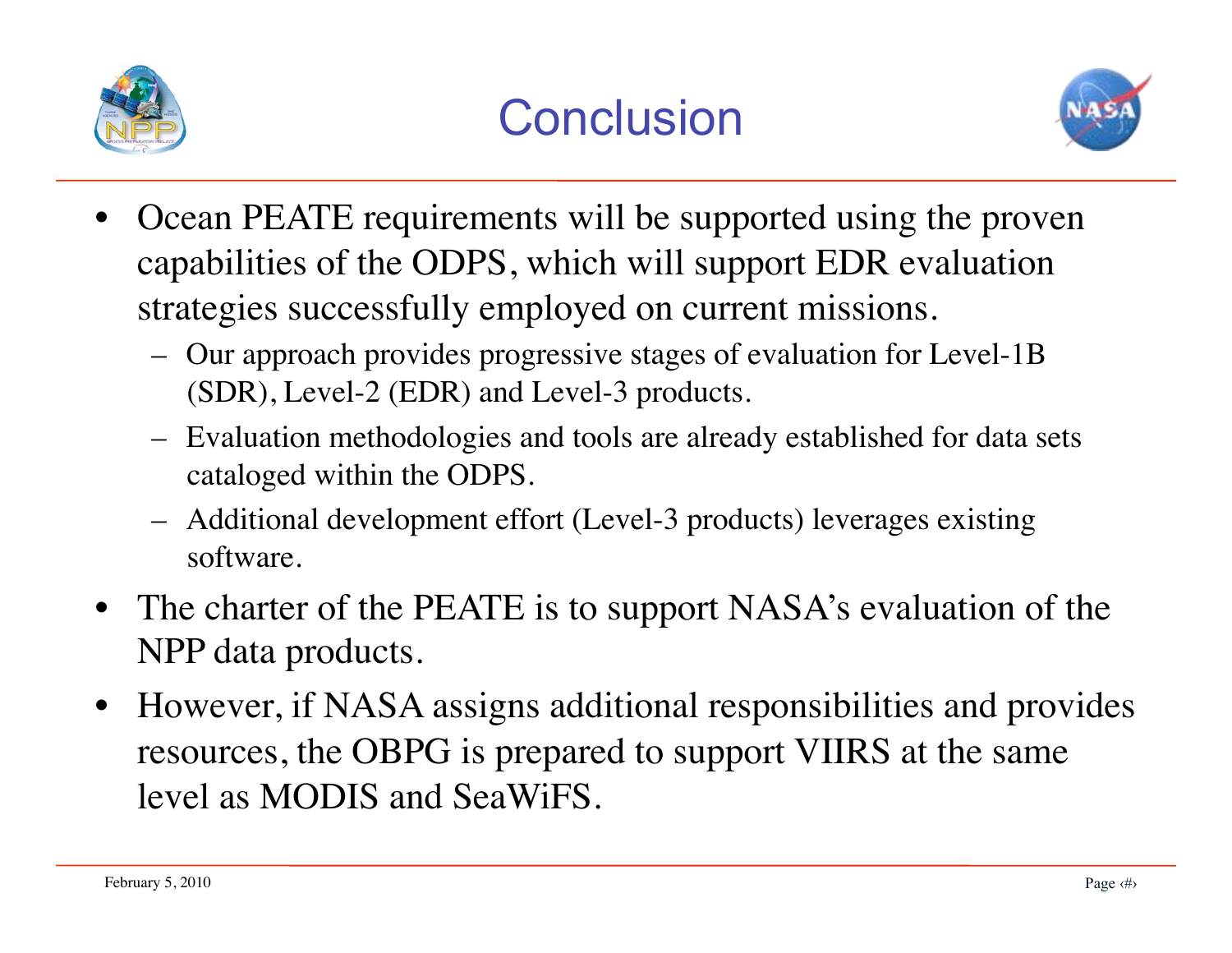# Conclusion

- Ocean PEATE requirements will be supported using the proven capabilities of the ODPS, which will support EDR evaluation strategies successfully employed on current missions.
  - Our approach provides progressive stages of evaluation for Level-1B (SDR), Level-2 (EDR) and Level-3 products.
  - Evaluation methodologies and tools are already established for data sets cataloged within the ODPS.
  - Additional development effort (Level-3 products) leverages existing software.
- The charter of the PEATE is to support NASA's evaluation of the NPP data products.
- However, if NASA assigns additional responsibilities and provides resources, the OBPG is prepared to support VIIRS at the same level as MODIS and SeaWiFS.

February 5, 2010